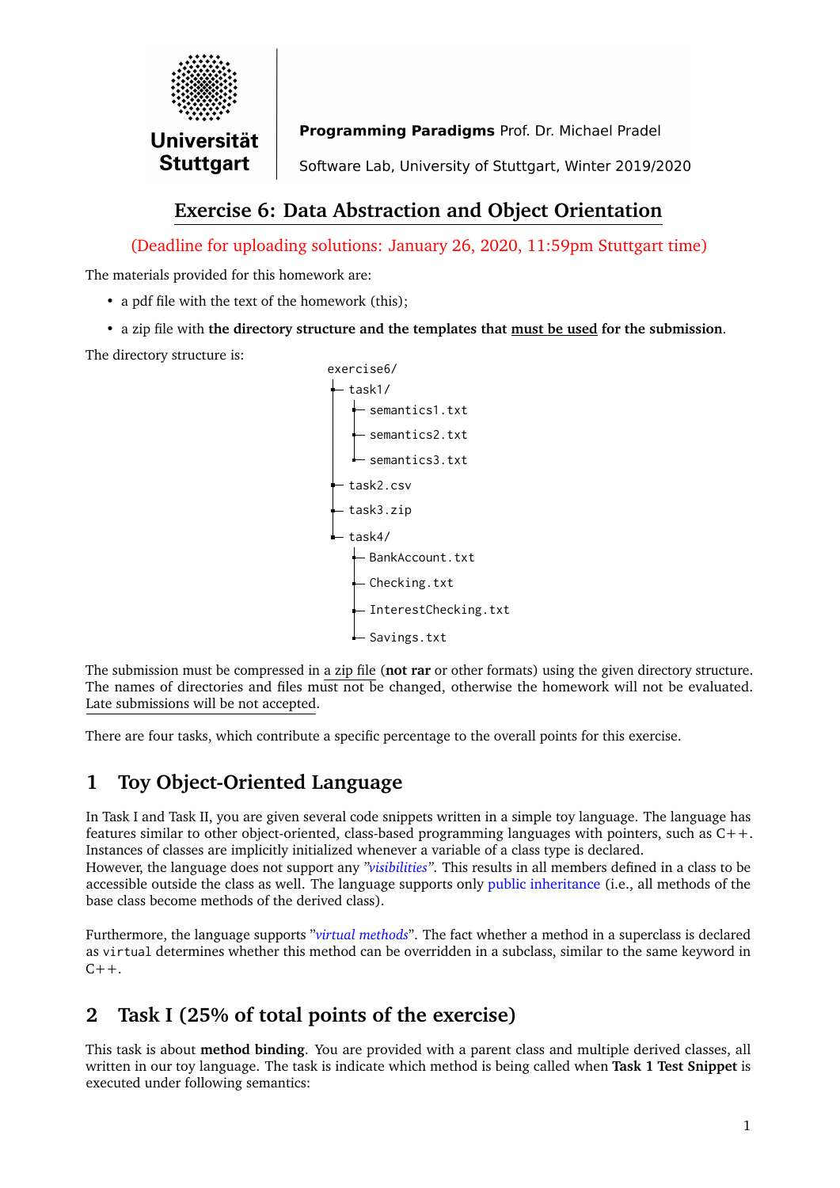**Programming Paradigms** Prof. Dr. Michael Pradel

Software Lab, University of Stuttgart, Winter 2019/2020

# Exercise 6: Data Abstraction and Object Orientation

(Deadline for uploading solutions: January 26, 2020, 11:59pm Stuttgart time)

The materials provided for this homework are:

- a pdf file with the text of the homework (this);
- a zip file with **the directory structure and the templates that must be used for the submission**.

The directory structure is:

```
exercise6/
├─ task1/
│  ├─ semantics1.txt
│  ├─ semantics2.txt
│  └─ semantics3.txt
├─ task2.csv
├─ task3.zip
└─ task4/
   ├─ BankAccount.txt
   ├─ Checking.txt
   ├─ InterestChecking.txt
   └─ Savings.txt
```

The submission must be compressed in a zip file (**not rar** or other formats) using the given directory structure. The names of directories and files must not be changed, otherwise the homework will not be evaluated. Late submissions will be not accepted.

There are four tasks, which contribute a specific percentage to the overall points for this exercise.

## 1 Toy Object-Oriented Language

In Task I and Task II, you are given several code snippets written in a simple toy language. The language has features similar to other object-oriented, class-based programming languages with pointers, such as C++. Instances of classes are implicitly initialized whenever a variable of a class type is declared.
However, the language does not support any *"visibilities"*. This results in all members defined in a class to be accessible outside the class as well. The language supports only public inheritance (i.e., all methods of the base class become methods of the derived class).

Furthermore, the language supports "*virtual methods*". The fact whether a method in a superclass is declared as `virtual` determines whether this method can be overridden in a subclass, similar to the same keyword in C++.

## 2 Task I (25% of total points of the exercise)

This task is about **method binding**. You are provided with a parent class and multiple derived classes, all written in our toy language. The task is indicate which method is being called when **Task 1 Test Snippet** is executed under following semantics: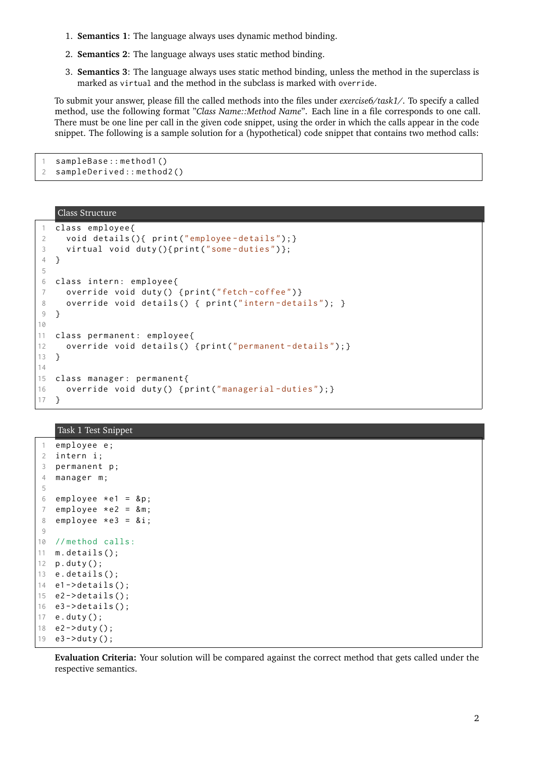1. **Semantics 1**: The language always uses dynamic method binding.

2. **Semantics 2**: The language always uses static method binding.

3. **Semantics 3**: The language always uses static method binding, unless the method in the superclass is marked as `virtual` and the method in the subclass is marked with `override`.

To submit your answer, please fill the called methods into the files under *exercise6/task1/*. To specify a called method, use the following format "*Class Name::Method Name*". Each line in a file corresponds to one call. There must be one line per call in the given code snippet, using the order in which the calls appear in the code snippet. The following is a sample solution for a (hypothetical) code snippet that contains two method calls:

```
sampleBase::method1()
sampleDerived::method2()
```

**Class Structure**

```
class employee{
  void details(){ print("employee-details");}
  virtual void duty(){print("some-duties")};
}

class intern: employee{
  override void duty() {print("fetch-coffee")}
  override void details() { print("intern-details"); }
}

class permanent: employee{
  override void details() {print("permanent-details");}
}

class manager: permanent{
  override void duty() {print("managerial-duties");}
}
```

**Task 1 Test Snippet**

```
employee e;
intern i;
permanent p;
manager m;

employee *e1 = &p;
employee *e2 = &m;
employee *e3 = &i;

//method calls:
m.details();
p.duty();
e.details();
e1->details();
e2->details();
e3->details();
e.duty();
e2->duty();
e3->duty();
```

**Evaluation Criteria:** Your solution will be compared against the correct method that gets called under the respective semantics.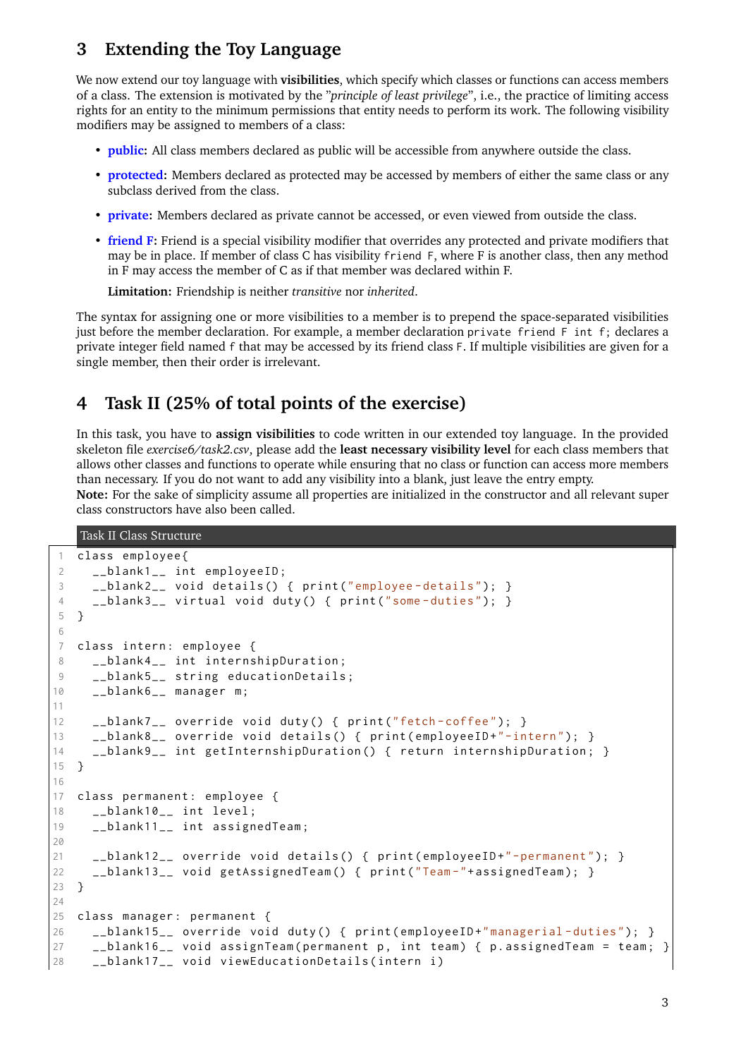## 3 Extending the Toy Language

We now extend our toy language with **visibilities**, which specify which classes or functions can access members of a class. The extension is motivated by the "*principle of least privilege*", i.e., the practice of limiting access rights for an entity to the minimum permissions that entity needs to perform its work. The following visibility modifiers may be assigned to members of a class:

- **public:** All class members declared as public will be accessible from anywhere outside the class.
- **protected:** Members declared as protected may be accessed by members of either the same class or any subclass derived from the class.
- **private:** Members declared as private cannot be accessed, or even viewed from outside the class.
- **friend F:** Friend is a special visibility modifier that overrides any protected and private modifiers that may be in place. If member of class C has visibility `friend F`, where F is another class, then any method in F may access the member of C as if that member was declared within F.

  **Limitation:** Friendship is neither *transitive* nor *inherited*.

The syntax for assigning one or more visibilities to a member is to prepend the space-separated visibilities just before the member declaration. For example, a member declaration `private friend F int f;` declares a private integer field named `f` that may be accessed by its friend class `F`. If multiple visibilities are given for a single member, then their order is irrelevant.

## 4 Task II (25% of total points of the exercise)

In this task, you have to **assign visibilities** to code written in our extended toy language. In the provided skeleton file *exercise6/task2.csv*, please add the **least necessary visibility level** for each class members that allows other classes and functions to operate while ensuring that no class or function can access more members than necessary. If you do not want to add any visibility into a blank, just leave the entry empty.
**Note:** For the sake of simplicity assume all properties are initialized in the constructor and all relevant super class constructors have also been called.

Task II Class Structure

```
1  class employee{
2    __blank1__ int employeeID;
3    __blank2__ void details() { print("employee-details"); }
4    __blank3__ virtual void duty() { print("some-duties"); }
5  }
6
7  class intern: employee {
8    __blank4__ int internshipDuration;
9    __blank5__ string educationDetails;
10   __blank6__ manager m;
11
12   __blank7__ override void duty() { print("fetch-coffee"); }
13   __blank8__ override void details() { print(employeeID+"-intern"); }
14   __blank9__ int getInternshipDuration() { return internshipDuration; }
15 }
16
17 class permanent: employee {
18   __blank10__ int level;
19   __blank11__ int assignedTeam;
20
21   __blank12__ override void details() { print(employeeID+"-permanent"); }
22   __blank13__ void getAssignedTeam() { print("Team-"+assignedTeam); }
23 }
24
25 class manager: permanent {
26   __blank15__ override void duty() { print(employeeID+"managerial-duties"); }
27   __blank16__ void assignTeam(permanent p, int team) { p.assignedTeam = team; }
28   __blank17__ void viewEducationDetails(intern i)
```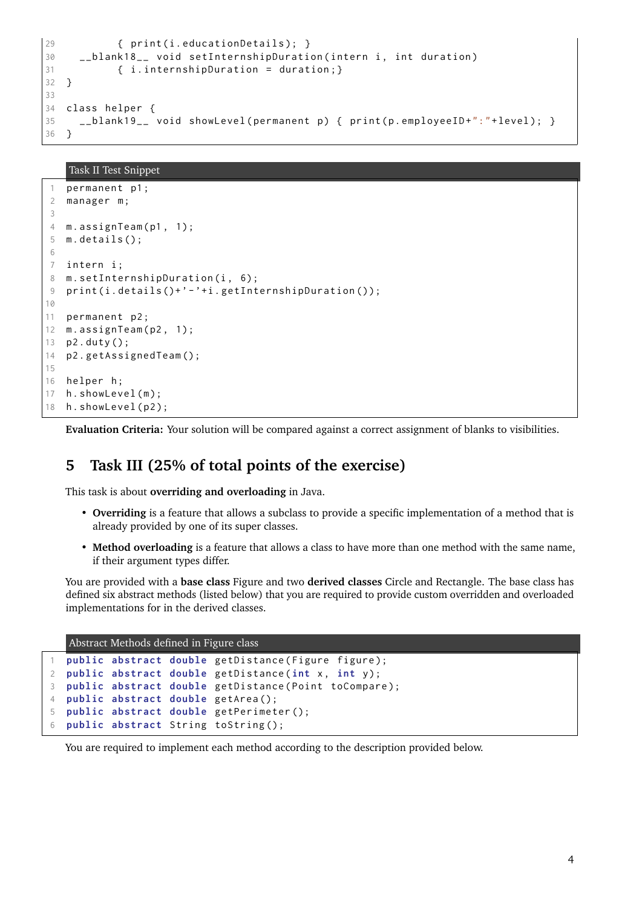```
29          { print(i.educationDetails); }
30    __blank18__ void setInternshipDuration(intern i, int duration)
31          { i.internshipDuration = duration;}
32  }
33
34  class helper {
35    __blank19__ void showLevel(permanent p) { print(p.employeeID+":"+level); }
36  }
```

Task II Test Snippet

```
1   permanent p1;
2   manager m;
3
4   m.assignTeam(p1, 1);
5   m.details();
6
7   intern i;
8   m.setInternshipDuration(i, 6);
9   print(i.details()+'-'+i.getInternshipDuration());
10
11  permanent p2;
12  m.assignTeam(p2, 1);
13  p2.duty();
14  p2.getAssignedTeam();
15
16  helper h;
17  h.showLevel(m);
18  h.showLevel(p2);
```

**Evaluation Criteria:** Your solution will be compared against a correct assignment of blanks to visibilities.

## 5 Task III (25% of total points of the exercise)

This task is about **overriding and overloading** in Java.

- **Overriding** is a feature that allows a subclass to provide a specific implementation of a method that is already provided by one of its super classes.
- **Method overloading** is a feature that allows a class to have more than one method with the same name, if their argument types differ.

You are provided with a **base class** Figure and two **derived classes** Circle and Rectangle. The base class has defined six abstract methods (listed below) that you are required to provide custom overridden and overloaded implementations for in the derived classes.

Abstract Methods defined in Figure class

```
1   public abstract double getDistance(Figure figure);
2   public abstract double getDistance(int x, int y);
3   public abstract double getDistance(Point toCompare);
4   public abstract double getArea();
5   public abstract double getPerimeter();
6   public abstract String toString();
```

You are required to implement each method according to the description provided below.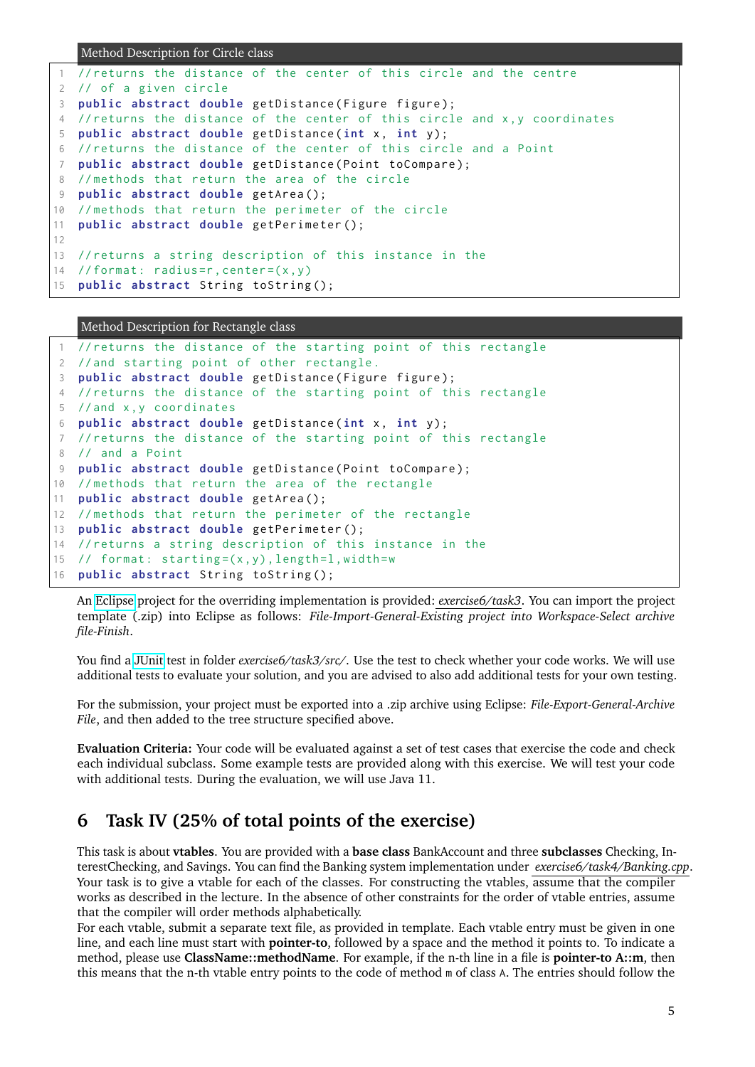Method Description for Circle class

```
//returns the distance of the center of this circle and the centre
// of a given circle
public abstract double getDistance(Figure figure);
//returns the distance of the center of this circle and x,y coordinates
public abstract double getDistance(int x, int y);
//returns the distance of the center of this circle and a Point
public abstract double getDistance(Point toCompare);
//methods that return the area of the circle
public abstract double getArea();
//methods that return the perimeter of the circle
public abstract double getPerimeter();

//returns a string description of this instance in the
//format: radius=r,center=(x,y)
public abstract String toString();
```

Method Description for Rectangle class

```
//returns the distance of the starting point of this rectangle
//and starting point of other rectangle.
public abstract double getDistance(Figure figure);
//returns the distance of the starting point of this rectangle
//and x,y coordinates
public abstract double getDistance(int x, int y);
//returns the distance of the starting point of this rectangle
// and a Point
public abstract double getDistance(Point toCompare);
//methods that return the area of the rectangle
public abstract double getArea();
//methods that return the perimeter of the rectangle
public abstract double getPerimeter();
//returns a string description of this instance in the
// format: starting=(x,y),length=l,width=w
public abstract String toString();
```

An Eclipse project for the overriding implementation is provided: *exercise6/task3*. You can import the project template (.zip) into Eclipse as follows: *File-Import-General-Existing project into Workspace-Select archive file-Finish*.

You find a JUnit test in folder *exercise6/task3/src/*. Use the test to check whether your code works. We will use additional tests to evaluate your solution, and you are advised to also add additional tests for your own testing.

For the submission, your project must be exported into a .zip archive using Eclipse: *File-Export-General-Archive File*, and then added to the tree structure specified above.

**Evaluation Criteria:** Your code will be evaluated against a set of test cases that exercise the code and check each individual subclass. Some example tests are provided along with this exercise. We will test your code with additional tests. During the evaluation, we will use Java 11.

## 6 Task IV (25% of total points of the exercise)

This task is about **vtables**. You are provided with a **base class** BankAccount and three **subclasses** Checking, InterestChecking, and Savings. You can find the Banking system implementation under *exercise6/task4/Banking.cpp*. Your task is to give a vtable for each of the classes. For constructing the vtables, assume that the compiler works as described in the lecture. In the absence of other constraints for the order of vtable entries, assume that the compiler will order methods alphabetically.
For each vtable, submit a separate text file, as provided in template. Each vtable entry must be given in one line, and each line must start with **pointer-to**, followed by a space and the method it points to. To indicate a method, please use **ClassName::methodName**. For example, if the n-th line in a file is **pointer-to A::m**, then this means that the n-th vtable entry points to the code of method `m` of class `A`. The entries should follow the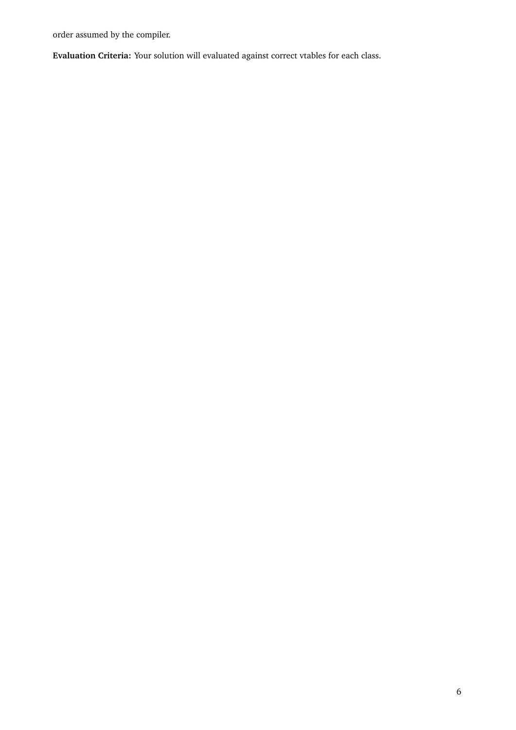order assumed by the compiler.

**Evaluation Criteria:** Your solution will evaluated against correct vtables for each class.